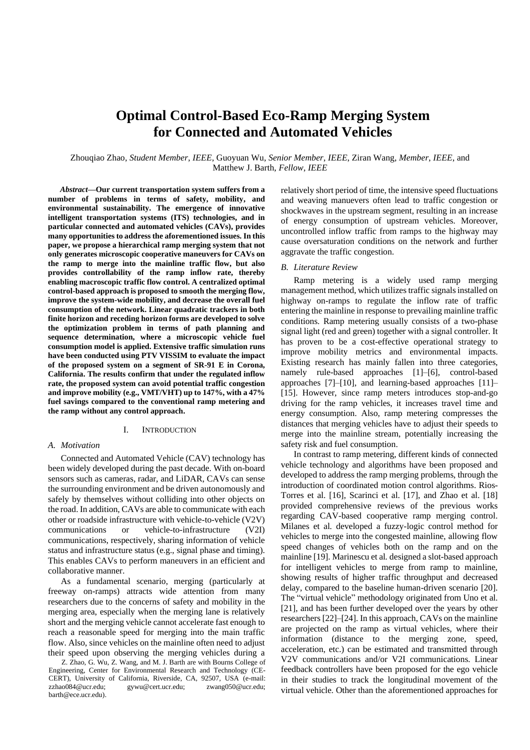# Optimal Control-Based Eco-Ramp Merging System for Connected and Automated Vehicles

Zhouqiao Zhao, *Student Member, IEEE*, Guoyuan Wu, *Senior Member, IEEE*, Ziran Wang, *Member, IEEE*, and Matthew J. Barth, *Fellow, IEEE*

***Abstract*—Our current transportation system suffers from a number of problems in terms of safety, mobility, and environmental sustainability. The emergence of innovative intelligent transportation systems (ITS) technologies, and in particular connected and automated vehicles (CAVs), provides many opportunities to address the aforementioned issues. In this paper, we propose a hierarchical ramp merging system that not only generates microscopic cooperative maneuvers for CAVs on the ramp to merge into the mainline traffic flow, but also provides controllability of the ramp inflow rate, thereby enabling macroscopic traffic flow control. A centralized optimal control-based approach is proposed to smooth the merging flow, improve the system-wide mobility, and decrease the overall fuel consumption of the network. Linear quadratic trackers in both finite horizon and receding horizon forms are developed to solve the optimization problem in terms of path planning and sequence determination, where a microscopic vehicle fuel consumption model is applied. Extensive traffic simulation runs have been conducted using PTV VISSIM to evaluate the impact of the proposed system on a segment of SR-91 E in Corona, California. The results confirm that under the regulated inflow rate, the proposed system can avoid potential traffic congestion and improve mobility (e.g., VMT/VHT) up to 147%, with a 47% fuel savings compared to the conventional ramp metering and the ramp without any control approach.**

## I. Introduction

### A. Motivation

Connected and Automated Vehicle (CAV) technology has been widely developed during the past decade. With on-board sensors such as cameras, radar, and LiDAR, CAVs can sense the surrounding environment and be driven autonomously and safely by themselves without colliding into other objects on the road. In addition, CAVs are able to communicate with each other or roadside infrastructure with vehicle-to-vehicle (V2V) communications or vehicle-to-infrastructure (V2I) communications, respectively, sharing information of vehicle status and infrastructure status (e.g., signal phase and timing). This enables CAVs to perform maneuvers in an efficient and collaborative manner.

As a fundamental scenario, merging (particularly at freeway on-ramps) attracts wide attention from many researchers due to the concerns of safety and mobility in the merging area, especially when the merging lane is relatively short and the merging vehicle cannot accelerate fast enough to reach a reasonable speed for merging into the main traffic flow. Also, since vehicles on the mainline often need to adjust their speed upon observing the merging vehicles during a relatively short period of time, the intensive speed fluctuations and weaving manuevers often lead to traffic congestion or shockwaves in the upstream segment, resulting in an increase of energy consumption of upstream vehicles. Moreover, uncontrolled inflow traffic from ramps to the highway may cause oversaturation conditions on the network and further aggravate the traffic congestion.

### B. Literature Review

Ramp metering is a widely used ramp merging management method, which utilizes traffic signals installed on highway on-ramps to regulate the inflow rate of traffic entering the mainline in response to prevailing mainline traffic conditions. Ramp metering usually consists of a two-phase signal light (red and green) together with a signal controller. It has proven to be a cost-effective operational strategy to improve mobility metrics and environmental impacts. Existing research has mainly fallen into three categories, namely rule-based approaches [1]–[6], control-based approaches [7]–[10], and learning-based approaches [11]–[15]. However, since ramp meters introduces stop-and-go driving for the ramp vehicles, it increases travel time and energy consumption. Also, ramp metering compresses the distances that merging vehicles have to adjust their speeds to merge into the mainline stream, potentially increasing the safety risk and fuel consumption.

In contrast to ramp metering, different kinds of connected vehicle technology and algorithms have been proposed and developed to address the ramp merging problems, through the introduction of coordinated motion control algorithms. Rios-Torres et al. [16], Scarinci et al. [17], and Zhao et al. [18] provided comprehensive reviews of the previous works regarding CAV-based cooperative ramp merging control. Milanes et al. developed a fuzzy-logic control method for vehicles to merge into the congested mainline, allowing flow speed changes of vehicles both on the ramp and on the mainline [19]. Marinescu et al. designed a slot-based approach for intelligent vehicles to merge from ramp to mainline, showing results of higher traffic throughput and decreased delay, compared to the baseline human-driven scenario [20]. The "virtual vehicle" methodology originated from Uno et al. [21], and has been further developed over the years by other researchers [22]–[24]. In this approach, CAVs on the mainline are projected on the ramp as virtual vehicles, where their information (distance to the merging zone, speed, acceleration, etc.) can be estimated and transmitted through V2V communications and/or V2I communications. Linear feedback controllers have been proposed for the ego vehicle in their studies to track the longitudinal movement of the virtual vehicle. Other than the aforementioned approaches for

Z. Zhao, G. Wu, Z. Wang, and M. J. Barth are with Bourns College of Engineering, Center for Environmental Research and Technology (CE-CERT), University of California, Riverside, CA, 92507, USA (e-mail: zzhao084@ucr.edu; gywu@cert.ucr.edu; zwang050@ucr.edu; barth@ece.ucr.edu).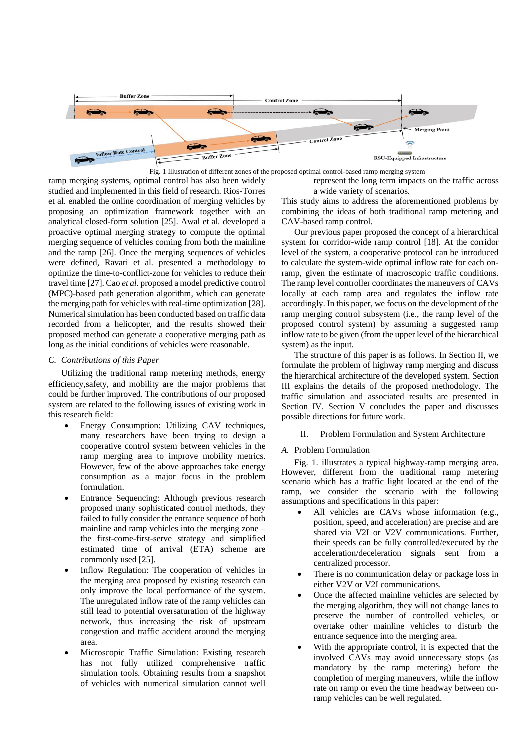Fig. 1 Illustration of different zones of the proposed optimal control-based ramp merging system

ramp merging systems, optimal control has also been widely studied and implemented in this field of research. Rios-Torres et al. enabled the online coordination of merging vehicles by proposing an optimization framework together with an analytical closed-form solution [25]. Awal et al. developed a proactive optimal merging strategy to compute the optimal merging sequence of vehicles coming from both the mainline and the ramp [26]. Once the merging sequences of vehicles were defined, Ravari et al. presented a methodology to optimize the time-to-conflict-zone for vehicles to reduce their travel time [27]. Cao *et al.* proposed a model predictive control (MPC)-based path generation algorithm, which can generate the merging path for vehicles with real-time optimization [28]. Numerical simulation has been conducted based on traffic data recorded from a helicopter, and the results showed their proposed method can generate a cooperative merging path as long as the initial conditions of vehicles were reasonable.

### C. Contributions of this Paper

Utilizing the traditional ramp metering methods, energy efficiency,safety, and mobility are the major problems that could be further improved. The contributions of our proposed system are related to the following issues of existing work in this research field:

- Energy Consumption: Utilizing CAV techniques, many researchers have been trying to design a cooperative control system between vehicles in the ramp merging area to improve mobility metrics. However, few of the above approaches take energy consumption as a major focus in the problem formulation.
- Entrance Sequencing: Although previous research proposed many sophisticated control methods, they failed to fully consider the entrance sequence of both mainline and ramp vehicles into the merging zone – the first-come-first-serve strategy and simplified estimated time of arrival (ETA) scheme are commonly used [25].
- Inflow Regulation: The cooperation of vehicles in the merging area proposed by existing research can only improve the local performance of the system. The unregulated inflow rate of the ramp vehicles can still lead to potential oversaturation of the highway network, thus increasing the risk of upstream congestion and traffic accident around the merging area.
- Microscopic Traffic Simulation: Existing research has not fully utilized comprehensive traffic simulation tools. Obtaining results from a snapshot of vehicles with numerical simulation cannot well represent the long term impacts on the traffic across a wide variety of scenarios.

This study aims to address the aforementioned problems by combining the ideas of both traditional ramp metering and CAV-based ramp control.

Our previous paper proposed the concept of a hierarchical system for corridor-wide ramp control [18]. At the corridor level of the system, a cooperative protocol can be introduced to calculate the system-wide optimal inflow rate for each on-ramp, given the estimate of macroscopic traffic conditions. The ramp level controller coordinates the maneuvers of CAVs locally at each ramp area and regulates the inflow rate accordingly. In this paper, we focus on the development of the ramp merging control subsystem (i.e., the ramp level of the proposed control system) by assuming a suggested ramp inflow rate to be given (from the upper level of the hierarchical system) as the input.

The structure of this paper is as follows. In Section II, we formulate the problem of highway ramp merging and discuss the hierarchical architecture of the developed system. Section III explains the details of the proposed methodology. The traffic simulation and associated results are presented in Section IV. Section V concludes the paper and discusses possible directions for future work.

## II. Problem Formulation and System Architecture

### A. Problem Formulation

Fig. 1. illustrates a typical highway-ramp merging area. However, different from the traditional ramp metering scenario which has a traffic light located at the end of the ramp, we consider the scenario with the following assumptions and specifications in this paper:

- All vehicles are CAVs whose information (e.g., position, speed, and acceleration) are precise and are shared via V2I or V2V communications. Further, their speeds can be fully controlled/executed by the acceleration/deceleration signals sent from a centralized processor.
- There is no communication delay or package loss in either V2V or V2I communications.
- Once the affected mainline vehicles are selected by the merging algorithm, they will not change lanes to preserve the number of controlled vehicles, or overtake other mainline vehicles to disturb the entrance sequence into the merging area.
- With the appropriate control, it is expected that the involved CAVs may avoid unnecessary stops (as mandatory by the ramp metering) before the completion of merging maneuvers, while the inflow rate on ramp or even the time headway between on-ramp vehicles can be well regulated.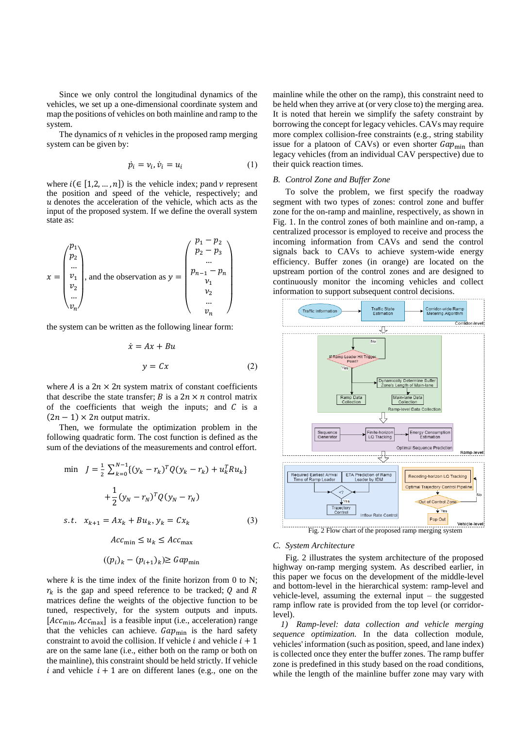Since we only control the longitudinal dynamics of the vehicles, we set up a one-dimensional coordinate system and map the positions of vehicles on both mainline and ramp to the system.

The dynamics of $n$ vehicles in the proposed ramp merging system can be given by:

$$\dot{p}_i = v_i, \dot{v}_i = u_i \tag{1}$$

where $i(\in [1,2,\ldots,n])$ is the vehicle index; $p$ and $v$ represent the position and speed of the vehicle, respectively; and $u$ denotes the acceleration of the vehicle, which acts as the input of the proposed system. If we define the overall system state as:

$$x = \begin{pmatrix} p_1 \\ p_2 \\ \ldots \\ v_1 \\ v_2 \\ \ldots \\ v_n \end{pmatrix}, \text{ and the observation as } y = \begin{pmatrix} p_1 - p_2 \\ p_2 - p_3 \\ \ldots \\ p_{n-1} - p_n \\ v_1 \\ v_2 \\ \ldots \\ v_n \end{pmatrix}$$

the system can be written as the following linear form:

$$\dot{x} = Ax + Bu$$

$$y = Cx \tag{2}$$

where $A$ is a $2n \times 2n$ system matrix of constant coefficients that describe the state transfer; $B$ is a $2n \times n$ control matrix of the coefficients that weigh the inputs; and $C$ is a $(2n-1) \times 2n$ output matrix.

Then, we formulate the optimization problem in the following quadratic form. The cost function is defined as the sum of the deviations of the measurements and control effort.

$$\min \quad J = \frac{1}{2}\sum_{k=0}^{N-1}\{(y_k - r_k)^T Q (y_k - r_k) + u_k^T R u_k\}$$

$$+\frac{1}{2}(y_N - r_N)^T Q (y_N - r_N)$$

$$s.t. \quad x_{k+1} = Ax_k + Bu_k, y_k = Cx_k \tag{3}$$

$$Acc_{\min} \leq u_k \leq Acc_{\max}$$

$$((p_i)_k - (p_{i+1})_k) \geq Gap_{\min}$$

where $k$ is the time index of the finite horizon from 0 to N; $r_k$ is the gap and speed reference to be tracked; $Q$ and $R$ matrices define the weights of the objective function to be tuned, respectively, for the system outputs and inputs. $[Acc_{\min}, Acc_{\max}]$ is a feasible input (i.e., acceleration) range that the vehicles can achieve. $Gap_{\min}$ is the hard safety constraint to avoid the collision. If vehicle $i$ and vehicle $i+1$ are on the same lane (i.e., either both on the ramp or both on the mainline), this constraint should be held strictly. If vehicle $i$ and vehicle $i+1$ are on different lanes (e.g., one on the mainline while the other on the ramp), this constraint need to be held when they arrive at (or very close to) the merging area. It is noted that herein we simplify the safety constraint by borrowing the concept for legacy vehicles. CAVs may require more complex collision-free constraints (e.g., string stability issue for a platoon of CAVs) or even shorter $Gap_{\min}$ than legacy vehicles (from an individual CAV perspective) due to their quick reaction times.

### *B. Control Zone and Buffer Zone*

To solve the problem, we first specify the roadway segment with two types of zones: control zone and buffer zone for the on-ramp and mainline, respectively, as shown in Fig. 1. In the control zones of both mainline and on-ramp, a centralized processor is employed to receive and process the incoming information from CAVs and send the control signals back to CAVs to achieve system-wide energy efficiency. Buffer zones (in orange) are located on the upstream portion of the control zones and are designed to continuously monitor the incoming vehicles and collect information to support subsequent control decisions.

Fig. 2 Flow chart of the proposed ramp merging system

### *C. System Architecture*

Fig. 2 illustrates the system architecture of the proposed highway on-ramp merging system. As described earlier, in this paper we focus on the development of the middle-level and bottom-level in the hierarchical system: ramp-level and vehicle-level, assuming the external input – the suggested ramp inflow rate is provided from the top level (or corridor-level).

*1) Ramp-level: data collection and vehicle merging sequence optimization.* In the data collection module, vehicles' information (such as position, speed, and lane index) is collected once they enter the buffer zones. The ramp buffer zone is predefined in this study based on the road conditions, while the length of the mainline buffer zone may vary with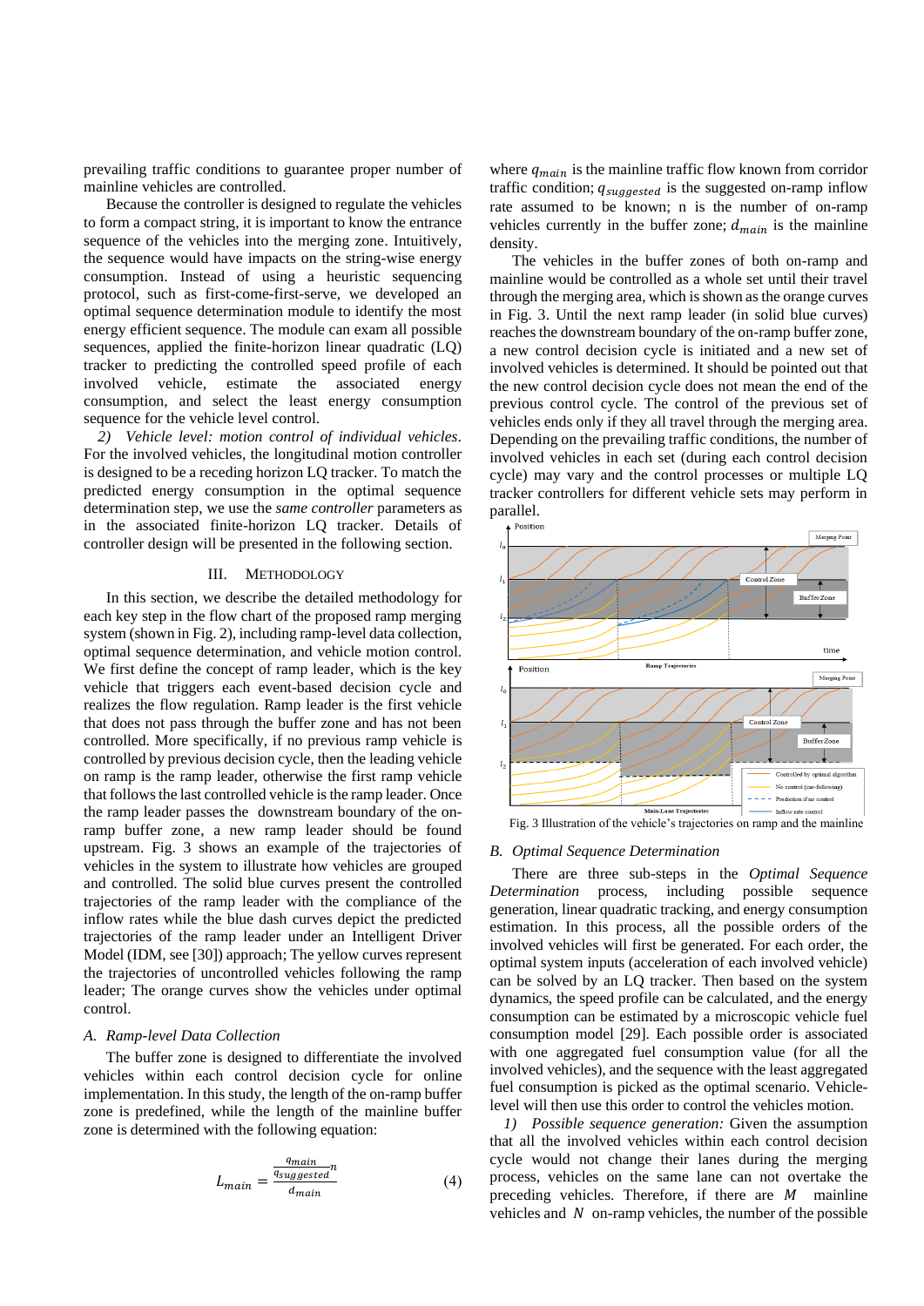prevailing traffic conditions to guarantee proper number of mainline vehicles are controlled.

Because the controller is designed to regulate the vehicles to form a compact string, it is important to know the entrance sequence of the vehicles into the merging zone. Intuitively, the sequence would have impacts on the string-wise energy consumption. Instead of using a heuristic sequencing protocol, such as first-come-first-serve, we developed an optimal sequence determination module to identify the most energy efficient sequence. The module can exam all possible sequences, applied the finite-horizon linear quadratic (LQ) tracker to predicting the controlled speed profile of each involved vehicle, estimate the associated energy consumption, and select the least energy consumption sequence for the vehicle level control.

*2) Vehicle level: motion control of individual vehicles*. For the involved vehicles, the longitudinal motion controller is designed to be a receding horizon LQ tracker. To match the predicted energy consumption in the optimal sequence determination step, we use the *same controller* parameters as in the associated finite-horizon LQ tracker. Details of controller design will be presented in the following section.

## III. Methodology

In this section, we describe the detailed methodology for each key step in the flow chart of the proposed ramp merging system (shown in Fig. 2), including ramp-level data collection, optimal sequence determination, and vehicle motion control. We first define the concept of ramp leader, which is the key vehicle that triggers each event-based decision cycle and realizes the flow regulation. Ramp leader is the first vehicle that does not pass through the buffer zone and has not been controlled. More specifically, if no previous ramp vehicle is controlled by previous decision cycle, then the leading vehicle on ramp is the ramp leader, otherwise the first ramp vehicle that follows the last controlled vehicle is the ramp leader. Once the ramp leader passes the downstream boundary of the on-ramp buffer zone, a new ramp leader should be found upstream. Fig. 3 shows an example of the trajectories of vehicles in the system to illustrate how vehicles are grouped and controlled. The solid blue curves present the controlled trajectories of the ramp leader with the compliance of the inflow rates while the blue dash curves depict the predicted trajectories of the ramp leader under an Intelligent Driver Model (IDM, see [30]) approach; The yellow curves represent the trajectories of uncontrolled vehicles following the ramp leader; The orange curves show the vehicles under optimal control.

### A. Ramp-level Data Collection

The buffer zone is designed to differentiate the involved vehicles within each control decision cycle for online implementation. In this study, the length of the on-ramp buffer zone is predefined, while the length of the mainline buffer zone is determined with the following equation:

$$L_{main} = \frac{\frac{q_{main}}{q_{suggested}} n}{d_{main}} \tag{4}$$

where $q_{main}$ is the mainline traffic flow known from corridor traffic condition; $q_{suggested}$ is the suggested on-ramp inflow rate assumed to be known; n is the number of on-ramp vehicles currently in the buffer zone; $d_{main}$ is the mainline density.

The vehicles in the buffer zones of both on-ramp and mainline would be controlled as a whole set until their travel through the merging area, which is shown as the orange curves in Fig. 3. Until the next ramp leader (in solid blue curves) reaches the downstream boundary of the on-ramp buffer zone, a new control decision cycle is initiated and a new set of involved vehicles is determined. It should be pointed out that the new control decision cycle does not mean the end of the previous control cycle. The control of the previous set of vehicles ends only if they all travel through the merging area. Depending on the prevailing traffic conditions, the number of involved vehicles in each set (during each control decision cycle) may vary and the control processes or multiple LQ tracker controllers for different vehicle sets may perform in parallel.

Fig. 3 Illustration of the vehicle's trajectories on ramp and the mainline

### B. Optimal Sequence Determination

There are three sub-steps in the *Optimal Sequence Determination* process, including possible sequence generation, linear quadratic tracking, and energy consumption estimation. In this process, all the possible orders of the involved vehicles will first be generated. For each order, the optimal system inputs (acceleration of each involved vehicle) can be solved by an LQ tracker. Then based on the system dynamics, the speed profile can be calculated, and the energy consumption can be estimated by a microscopic vehicle fuel consumption model [29]. Each possible order is associated with one aggregated fuel consumption value (for all the involved vehicles), and the sequence with the least aggregated fuel consumption is picked as the optimal scenario. Vehicle-level will then use this order to control the vehicles motion.

*1) Possible sequence generation:* Given the assumption that all the involved vehicles within each control decision cycle would not change their lanes during the merging process, vehicles on the same lane can not overtake the preceding vehicles. Therefore, if there are $M$ mainline vehicles and $N$ on-ramp vehicles, the number of the possible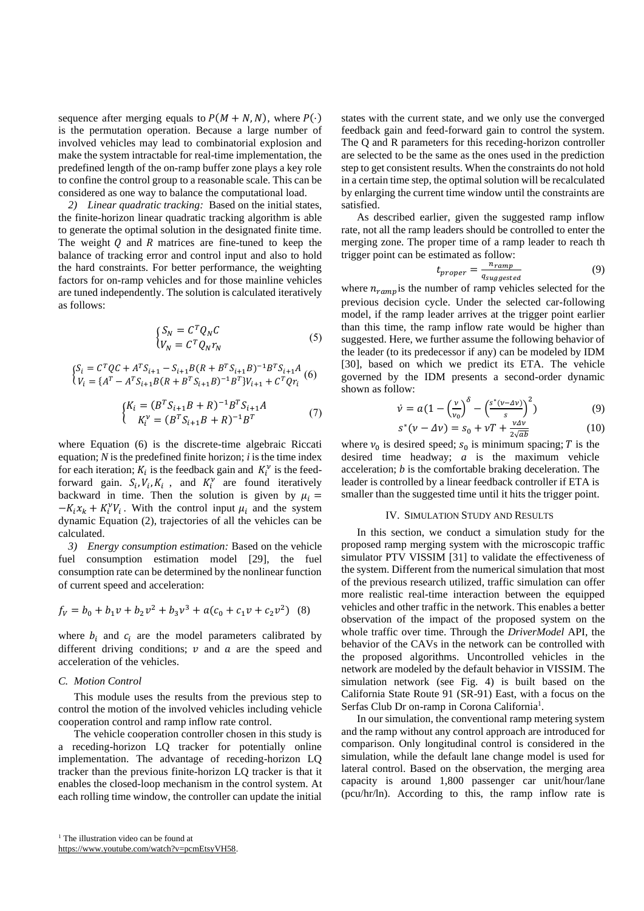sequence after merging equals to $P(M+N, N)$, where $P(\cdot)$ is the permutation operation. Because a large number of involved vehicles may lead to combinatorial explosion and make the system intractable for real-time implementation, the predefined length of the on-ramp buffer zone plays a key role to confine the control group to a reasonable scale. This can be considered as one way to balance the computational load.

*2) Linear quadratic tracking:* Based on the initial states, the finite-horizon linear quadratic tracking algorithm is able to generate the optimal solution in the designated finite time. The weight $Q$ and $R$ matrices are fine-tuned to keep the balance of tracking error and control input and also to hold the hard constraints. For better performance, the weighting factors for on-ramp vehicles and for those mainline vehicles are tuned independently. The solution is calculated iteratively as follows:

$$\begin{cases} S_N = C^T Q_N C \\ V_N = C^T Q_N r_N \end{cases} \tag{5}$$

$$\begin{cases} S_i = C^T Q C + A^T S_{i+1} - S_{i+1} B (R + B^T S_{i+1} B)^{-1} B^T S_{i+1} A \\ V_i = \{A^T - A^T S_{i+1} B (R + B^T S_{i+1} B)^{-1} B^T\} V_{i+1} + C^T Q r_i \end{cases} \tag{6}$$

$$\begin{cases} K_i = (B^T S_{i+1} B + R)^{-1} B^T S_{i+1} A \\ K_i^v = (B^T S_{i+1} B + R)^{-1} B^T \end{cases} \tag{7}$$

where Equation (6) is the discrete-time algebraic Riccati equation; $N$ is the predefined finite horizon; $i$ is the time index for each iteration; $K_i$ is the feedback gain and $K_i^v$ is the feed-forward gain. $S_i, V_i, K_i$ , and $K_i^v$ are found iteratively backward in time. Then the solution is given by $\mu_i = -K_i x_k + K_i^v V_i$. With the control input $\mu_i$ and the system dynamic Equation (2), trajectories of all the vehicles can be calculated.

*3) Energy consumption estimation:* Based on the vehicle fuel consumption estimation model [29], the fuel consumption rate can be determined by the nonlinear function of current speed and acceleration:

$$f_V = b_0 + b_1 v + b_2 v^2 + b_3 v^3 + a(c_0 + c_1 v + c_2 v^2) \tag{8}$$

where $b_i$ and $c_i$ are the model parameters calibrated by different driving conditions; $v$ and $a$ are the speed and acceleration of the vehicles.

### *C. Motion Control*

This module uses the results from the previous step to control the motion of the involved vehicles including vehicle cooperation control and ramp inflow rate control.

The vehicle cooperation controller chosen in this study is a receding-horizon LQ tracker for potentially online implementation. The advantage of receding-horizon LQ tracker than the previous finite-horizon LQ tracker is that it enables the closed-loop mechanism in the control system. At each rolling time window, the controller can update the initial states with the current state, and we only use the converged feedback gain and feed-forward gain to control the system. The Q and R parameters for this receding-horizon controller are selected to be the same as the ones used in the prediction step to get consistent results. When the constraints do not hold in a certain time step, the optimal solution will be recalculated by enlarging the current time window until the constraints are satisfied.

As described earlier, given the suggested ramp inflow rate, not all the ramp leaders should be controlled to enter the merging zone. The proper time of a ramp leader to reach th trigger point can be estimated as follow:

$$t_{proper} = \frac{n_{ramp}}{q_{suggested}} \tag{9}$$

where $n_{ramp}$ is the number of ramp vehicles selected for the previous decision cycle. Under the selected car-following model, if the ramp leader arrives at the trigger point earlier than this time, the ramp inflow rate would be higher than suggested. Here, we further assume the following behavior of the leader (to its predecessor if any) can be modeled by IDM [30], based on which we predict its ETA. The vehicle governed by the IDM presents a second-order dynamic shown as follow:

$$\dot{v} = a\left(1 - \left(\frac{v}{v_0}\right)^{\delta} - \left(\frac{s^*(v - \Delta v)}{s}\right)^2\right) \tag{9}$$

$$s^*(v - \Delta v) = s_0 + vT + \frac{v \Delta v}{2\sqrt{ab}} \tag{10}$$

where $v_0$ is desired speed; $s_0$ is minimum spacing; $T$ is the desired time headway; $a$ is the maximum vehicle acceleration; $b$ is the comfortable braking deceleration. The leader is controlled by a linear feedback controller if ETA is smaller than the suggested time until it hits the trigger point.

## IV. Simulation Study and Results

In this section, we conduct a simulation study for the proposed ramp merging system with the microscopic traffic simulator PTV VISSIM [31] to validate the effectiveness of the system. Different from the numerical simulation that most of the previous research utilized, traffic simulation can offer more realistic real-time interaction between the equipped vehicles and other traffic in the network. This enables a better observation of the impact of the proposed system on the whole traffic over time. Through the *DriverModel* API, the behavior of the CAVs in the network can be controlled with the proposed algorithms. Uncontrolled vehicles in the network are modeled by the default behavior in VISSIM. The simulation network (see Fig. 4) is built based on the California State Route 91 (SR-91) East, with a focus on the Serfas Club Dr on-ramp in Corona California[1].

In our simulation, the conventional ramp metering system and the ramp without any control approach are introduced for comparison. Only longitudinal control is considered in the simulation, while the default lane change model is used for lateral control. Based on the observation, the merging area capacity is around 1,800 passenger car unit/hour/lane (pcu/hr/ln). According to this, the ramp inflow rate is

[1] The illustration video can be found at https://www.youtube.com/watch?v=pcmEtsyVH58.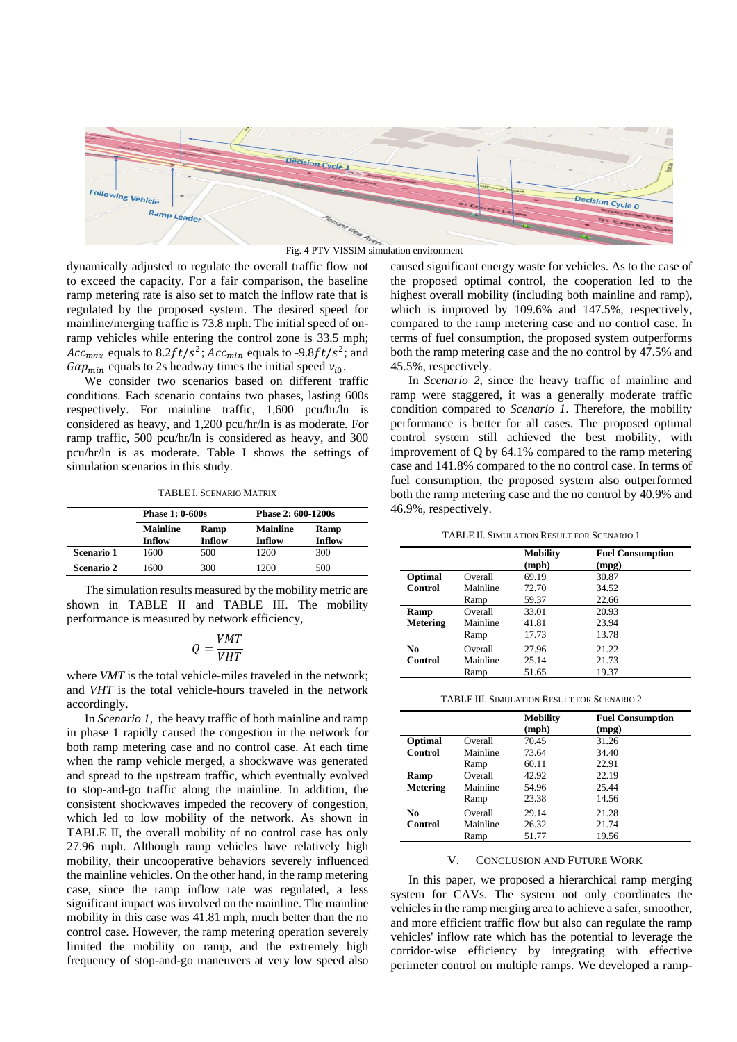Fig. 4 PTV VISSIM simulation environment

dynamically adjusted to regulate the overall traffic flow not to exceed the capacity. For a fair comparison, the baseline ramp metering rate is also set to match the inflow rate that is regulated by the proposed system. The desired speed for mainline/merging traffic is 73.8 mph. The initial speed of on-ramp vehicles while entering the control zone is 33.5 mph; $Acc_{max}$ equals to $8.2 ft/s^2$; $Acc_{min}$ equals to $-9.8 ft/s^2$; and $Gap_{min}$ equals to 2s headway times the initial speed $v_{i0}$.

We consider two scenarios based on different traffic conditions. Each scenario contains two phases, lasting 600s respectively. For mainline traffic, 1,600 pcu/hr/ln is considered as heavy, and 1,200 pcu/hr/ln is as moderate. For ramp traffic, 500 pcu/hr/ln is considered as heavy, and 300 pcu/hr/ln is as moderate. Table I shows the settings of simulation scenarios in this study.

TABLE I. SCENARIO MATRIX

| | Phase 1: 0-600s | | Phase 2: 600-1200s | |
|---|---|---|---|---|
| | **Mainline Inflow** | **Ramp Inflow** | **Mainline Inflow** | **Ramp Inflow** |
| **Scenario 1** | 1600 | 500 | 1200 | 300 |
| **Scenario 2** | 1600 | 300 | 1200 | 500 |

The simulation results measured by the mobility metric are shown in TABLE II and TABLE III. The mobility performance is measured by network efficiency,

$$Q = \frac{VMT}{VHT}$$

where *VMT* is the total vehicle-miles traveled in the network; and *VHT* is the total vehicle-hours traveled in the network accordingly.

In *Scenario 1*, the heavy traffic of both mainline and ramp in phase 1 rapidly caused the congestion in the network for both ramp metering case and no control case. At each time when the ramp vehicle merged, a shockwave was generated and spread to the upstream traffic, which eventually evolved to stop-and-go traffic along the mainline. In addition, the consistent shockwaves impeded the recovery of congestion, which led to low mobility of the network. As shown in TABLE II, the overall mobility of no control case has only 27.96 mph. Although ramp vehicles have relatively high mobility, their uncooperative behaviors severely influenced the mainline vehicles. On the other hand, in the ramp metering case, since the ramp inflow rate was regulated, a less significant impact was involved on the mainline. The mainline mobility in this case was 41.81 mph, much better than the no control case. However, the ramp metering operation severely limited the mobility on ramp, and the extremely high frequency of stop-and-go maneuvers at very low speed also caused significant energy waste for vehicles. As to the case of the proposed optimal control, the cooperation led to the highest overall mobility (including both mainline and ramp), which is improved by 109.6% and 147.5%, respectively, compared to the ramp metering case and no control case. In terms of fuel consumption, the proposed system outperforms both the ramp metering case and the no control by 47.5% and 45.5%, respectively.

In *Scenario 2*, since the heavy traffic of mainline and ramp were staggered, it was a generally moderate traffic condition compared to *Scenario 1*. Therefore, the mobility performance is better for all cases. The proposed optimal control system still achieved the best mobility, with improvement of Q by 64.1% compared to the ramp metering case and 141.8% compared to the no control case. In terms of fuel consumption, the proposed system also outperformed both the ramp metering case and the no control by 40.9% and 46.9%, respectively.

TABLE II. SIMULATION RESULT FOR SCENARIO 1

| | | Mobility (mph) | Fuel Consumption (mpg) |
|---|---|---|---|
| **Optimal Control** | Overall | 69.19 | 30.87 |
| | Mainline | 72.70 | 34.52 |
| | Ramp | 59.37 | 22.66 |
| **Ramp Metering** | Overall | 33.01 | 20.93 |
| | Mainline | 41.81 | 23.94 |
| | Ramp | 17.73 | 13.78 |
| **No Control** | Overall | 27.96 | 21.22 |
| | Mainline | 25.14 | 21.73 |
| | Ramp | 51.65 | 19.37 |

TABLE III. SIMULATION RESULT FOR SCENARIO 2

| | | Mobility (mph) | Fuel Consumption (mpg) |
|---|---|---|---|
| **Optimal Control** | Overall | 70.45 | 31.26 |
| | Mainline | 73.64 | 34.40 |
| | Ramp | 60.11 | 22.91 |
| **Ramp Metering** | Overall | 42.92 | 22.19 |
| | Mainline | 54.96 | 25.44 |
| | Ramp | 23.38 | 14.56 |
| **No Control** | Overall | 29.14 | 21.28 |
| | Mainline | 26.32 | 21.74 |
| | Ramp | 51.77 | 19.56 |

## V. CONCLUSION AND FUTURE WORK

In this paper, we proposed a hierarchical ramp merging system for CAVs. The system not only coordinates the vehicles in the ramp merging area to achieve a safer, smoother, and more efficient traffic flow but also can regulate the ramp vehicles' inflow rate which has the potential to leverage the corridor-wise efficiency by integrating with effective perimeter control on multiple ramps. We developed a ramp-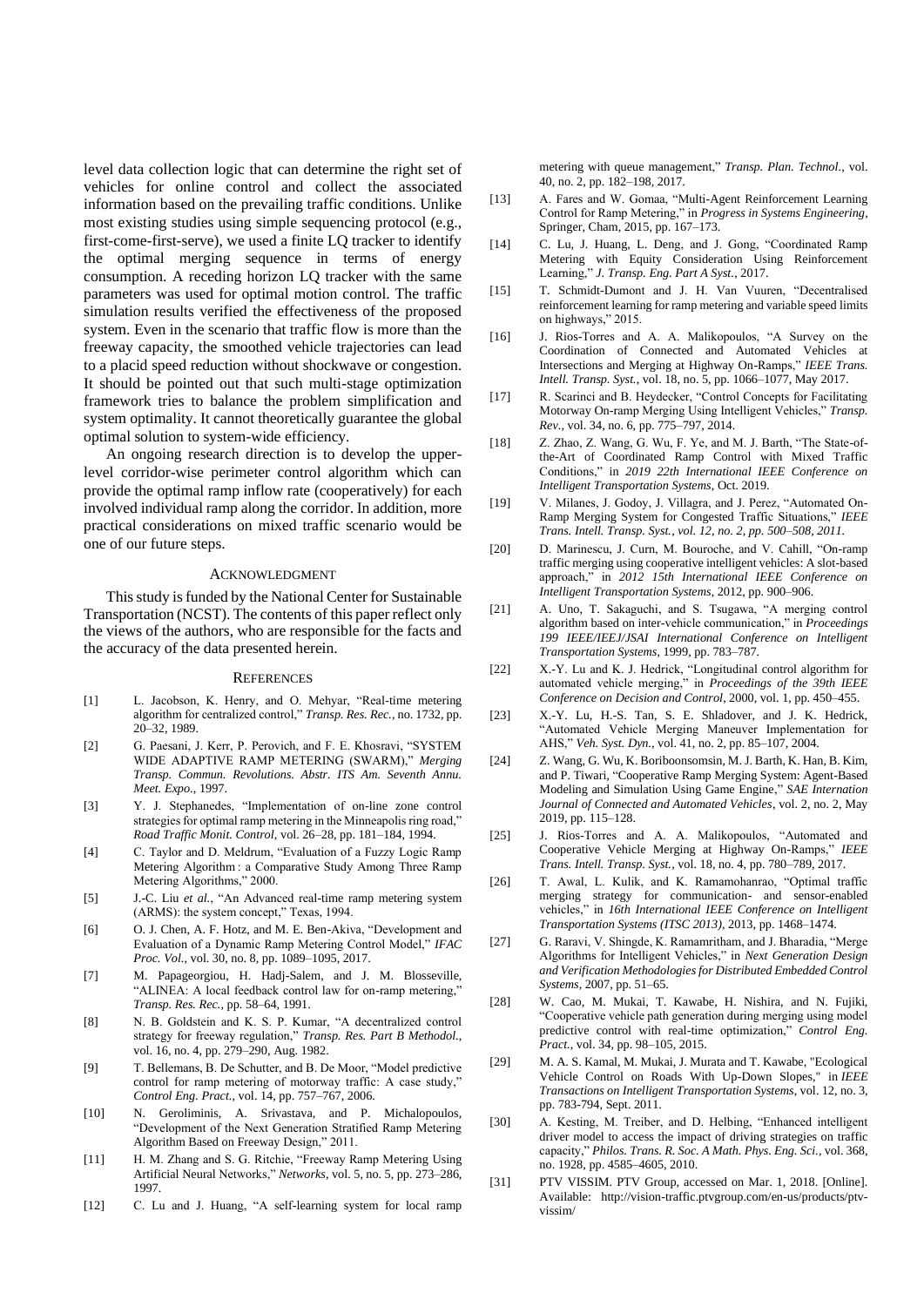level data collection logic that can determine the right set of vehicles for online control and collect the associated information based on the prevailing traffic conditions. Unlike most existing studies using simple sequencing protocol (e.g., first-come-first-serve), we used a finite LQ tracker to identify the optimal merging sequence in terms of energy consumption. A receding horizon LQ tracker with the same parameters was used for optimal motion control. The traffic simulation results verified the effectiveness of the proposed system. Even in the scenario that traffic flow is more than the freeway capacity, the smoothed vehicle trajectories can lead to a placid speed reduction without shockwave or congestion. It should be pointed out that such multi-stage optimization framework tries to balance the problem simplification and system optimality. It cannot theoretically guarantee the global optimal solution to system-wide efficiency.

An ongoing research direction is to develop the upper-level corridor-wise perimeter control algorithm which can provide the optimal ramp inflow rate (cooperatively) for each involved individual ramp along the corridor. In addition, more practical considerations on mixed traffic scenario would be one of our future steps.

## Acknowledgment

This study is funded by the National Center for Sustainable Transportation (NCST). The contents of this paper reflect only the views of the authors, who are responsible for the facts and the accuracy of the data presented herein.

## References

[1] L. Jacobson, K. Henry, and O. Mehyar, "Real-time metering algorithm for centralized control," *Transp. Res. Rec.*, no. 1732, pp. 20–32, 1989.

[2] G. Paesani, J. Kerr, P. Perovich, and F. E. Khosravi, "SYSTEM WIDE ADAPTIVE RAMP METERING (SWARM)," *Merging Transp. Commun. Revolutions. Abstr. ITS Am. Seventh Annu. Meet. Expo.*, 1997.

[3] Y. J. Stephanedes, "Implementation of on-line zone control strategies for optimal ramp metering in the Minneapolis ring road," *Road Traffic Monit. Control*, vol. 26–28, pp. 181–184, 1994.

[4] C. Taylor and D. Meldrum, "Evaluation of a Fuzzy Logic Ramp Metering Algorithm : a Comparative Study Among Three Ramp Metering Algorithms," 2000.

[5] J.-C. Liu *et al.*, "An Advanced real-time ramp metering system (ARMS): the system concept," Texas, 1994.

[6] O. J. Chen, A. F. Hotz, and M. E. Ben-Akiva, "Development and Evaluation of a Dynamic Ramp Metering Control Model," *IFAC Proc. Vol.*, vol. 30, no. 8, pp. 1089–1095, 2017.

[7] M. Papageorgiou, H. Hadj-Salem, and J. M. Blosseville, "ALINEA: A local feedback control law for on-ramp metering," *Transp. Res. Rec.*, pp. 58–64, 1991.

[8] N. B. Goldstein and K. S. P. Kumar, "A decentralized control strategy for freeway regulation," *Transp. Res. Part B Methodol.*, vol. 16, no. 4, pp. 279–290, Aug. 1982.

[9] T. Bellemans, B. De Schutter, and B. De Moor, "Model predictive control for ramp metering of motorway traffic: A case study," *Control Eng. Pract.*, vol. 14, pp. 757–767, 2006.

[10] N. Geroliminis, A. Srivastava, and P. Michalopoulos, "Development of the Next Generation Stratified Ramp Metering Algorithm Based on Freeway Design," 2011.

[11] H. M. Zhang and S. G. Ritchie, "Freeway Ramp Metering Using Artificial Neural Networks," *Networks*, vol. 5, no. 5, pp. 273–286, 1997.

[12] C. Lu and J. Huang, "A self-learning system for local ramp metering with queue management," *Transp. Plan. Technol.*, vol. 40, no. 2, pp. 182–198, 2017.

[13] A. Fares and W. Gomaa, "Multi-Agent Reinforcement Learning Control for Ramp Metering," in *Progress in Systems Engineering*, Springer, Cham, 2015, pp. 167–173.

[14] C. Lu, J. Huang, L. Deng, and J. Gong, "Coordinated Ramp Metering with Equity Consideration Using Reinforcement Learning," *J. Transp. Eng. Part A Syst.*, 2017.

[15] T. Schmidt-Dumont and J. H. Van Vuuren, "Decentralised reinforcement learning for ramp metering and variable speed limits on highways," 2015.

[16] J. Rios-Torres and A. A. Malikopoulos, "A Survey on the Coordination of Connected and Automated Vehicles at Intersections and Merging at Highway On-Ramps," *IEEE Trans. Intell. Transp. Syst.*, vol. 18, no. 5, pp. 1066–1077, May 2017.

[17] R. Scarinci and B. Heydecker, "Control Concepts for Facilitating Motorway On-ramp Merging Using Intelligent Vehicles," *Transp. Rev.*, vol. 34, no. 6, pp. 775–797, 2014.

[18] Z. Zhao, Z. Wang, G. Wu, F. Ye, and M. J. Barth, "The State-of-the-Art of Coordinated Ramp Control with Mixed Traffic Conditions," in *2019 22th International IEEE Conference on Intelligent Transportation Systems*, Oct. 2019.

[19] V. Milanes, J. Godoy, J. Villagra, and J. Perez, "Automated On-Ramp Merging System for Congested Traffic Situations," *IEEE Trans. Intell. Transp. Syst., vol. 12, no. 2, pp. 500–508, 2011.*

[20] D. Marinescu, J. Curn, M. Bouroche, and V. Cahill, "On-ramp traffic merging using cooperative intelligent vehicles: A slot-based approach," in *2012 15th International IEEE Conference on Intelligent Transportation Systems*, 2012, pp. 900–906.

[21] A. Uno, T. Sakaguchi, and S. Tsugawa, "A merging control algorithm based on inter-vehicle communication," in *Proceedings 199 IEEE/IEEJ/JSAI International Conference on Intelligent Transportation Systems*, 1999, pp. 783–787.

[22] X.-Y. Lu and K. J. Hedrick, "Longitudinal control algorithm for automated vehicle merging," in *Proceedings of the 39th IEEE Conference on Decision and Control*, 2000, vol. 1, pp. 450–455.

[23] X.-Y. Lu, H.-S. Tan, S. E. Shladover, and J. K. Hedrick, "Automated Vehicle Merging Maneuver Implementation for AHS," *Veh. Syst. Dyn.*, vol. 41, no. 2, pp. 85–107, 2004.

[24] Z. Wang, G. Wu, K. Boriboonsomsin, M. J. Barth, K. Han, B. Kim, and P. Tiwari, "Cooperative Ramp Merging System: Agent-Based Modeling and Simulation Using Game Engine," *SAE Internation Journal of Connected and Automated Vehicles*, vol. 2, no. 2, May 2019, pp. 115–128.

[25] J. Rios-Torres and A. A. Malikopoulos, "Automated and Cooperative Vehicle Merging at Highway On-Ramps," *IEEE Trans. Intell. Transp. Syst.*, vol. 18, no. 4, pp. 780–789, 2017.

[26] T. Awal, L. Kulik, and K. Ramamohanrao, "Optimal traffic merging strategy for communication- and sensor-enabled vehicles," in *16th International IEEE Conference on Intelligent Transportation Systems (ITSC 2013)*, 2013, pp. 1468–1474.

[27] G. Raravi, V. Shingde, K. Ramamritham, and J. Bharadia, "Merge Algorithms for Intelligent Vehicles," in *Next Generation Design and Verification Methodologies for Distributed Embedded Control Systems*, 2007, pp. 51–65.

[28] W. Cao, M. Mukai, T. Kawabe, H. Nishira, and N. Fujiki, "Cooperative vehicle path generation during merging using model predictive control with real-time optimization," *Control Eng. Pract.*, vol. 34, pp. 98–105, 2015.

[29] M. A. S. Kamal, M. Mukai, J. Murata and T. Kawabe, "Ecological Vehicle Control on Roads With Up-Down Slopes," in *IEEE Transactions on Intelligent Transportation Systems*, vol. 12, no. 3, pp. 783-794, Sept. 2011.

[30] A. Kesting, M. Treiber, and D. Helbing, "Enhanced intelligent driver model to access the impact of driving strategies on traffic capacity," *Philos. Trans. R. Soc. A Math. Phys. Eng. Sci.*, vol. 368, no. 1928, pp. 4585–4605, 2010.

[31] PTV VISSIM. PTV Group, accessed on Mar. 1, 2018. [Online]. Available: http://vision-traffic.ptvgroup.com/en-us/products/ptv-vissim/